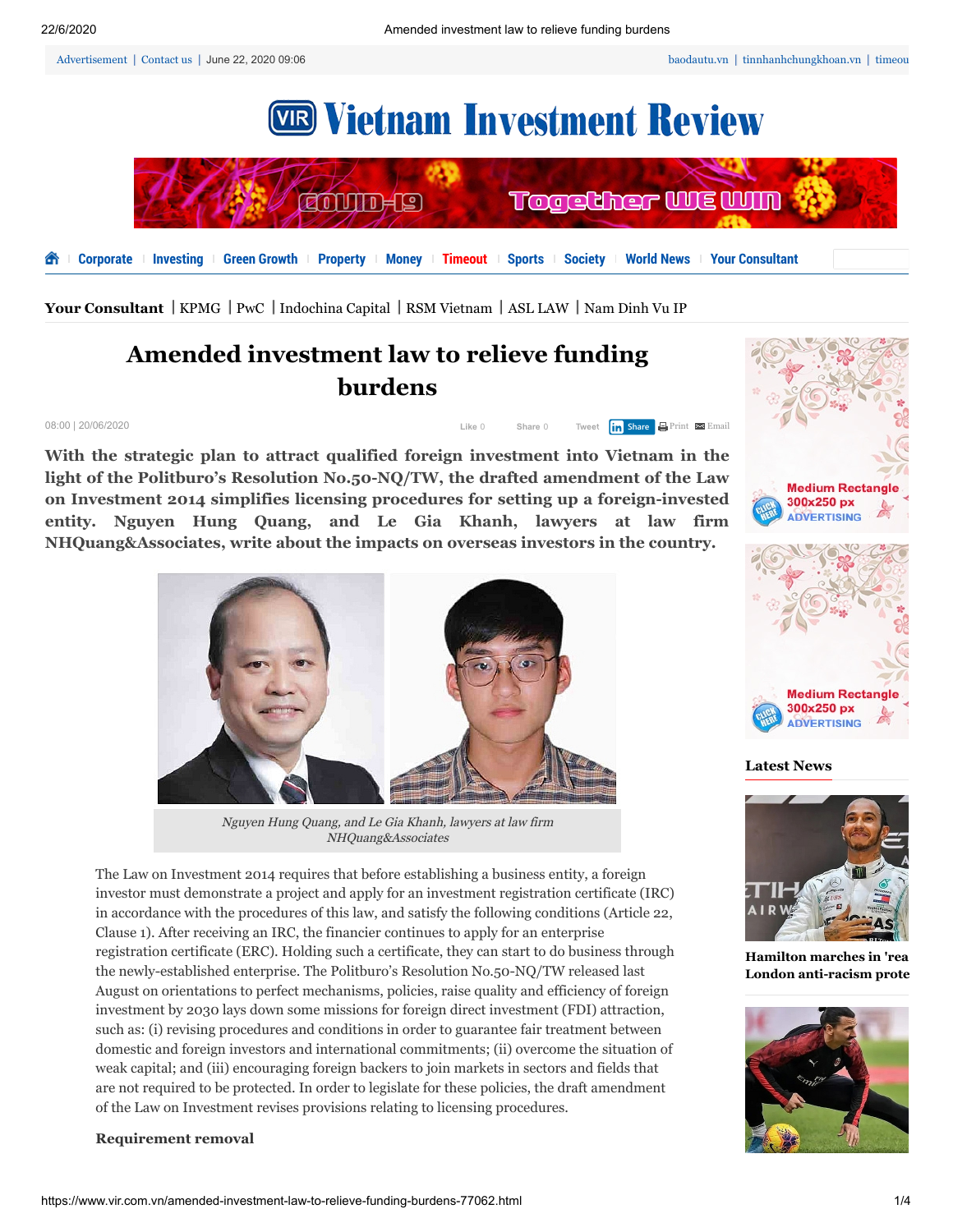# Amended investment law to relieve funding burdens

08:00 | 20/06/2020

**With the strategic plan to attract qualified foreign investment into Vietnam in the light of the Politburo's Resolution No.50-NQ/TW, the drafted amendment of the Law on Investment 2014 simplifies licensing procedures for setting up a foreign-invested entity. Nguyen Hung Quang, and Le Gia Khanh, lawyers at law firm NHQuang&Associates, write about the impacts on overseas investors in the country.**

*Nguyen Hung Quang, and Le Gia Khanh, lawyers at law firm NHQuang&Associates*

The Law on Investment 2014 requires that before establishing a business entity, a foreign investor must demonstrate a project and apply for an investment registration certificate (IRC) in accordance with the procedures of this law, and satisfy the following conditions (Article 22, Clause 1). After receiving an IRC, the financier continues to apply for an enterprise registration certificate (ERC). Holding such a certificate, they can start to do business through the newly-established enterprise. The Politburo's Resolution No.50-NQ/TW released last August on orientations to perfect mechanisms, policies, raise quality and efficiency of foreign investment by 2030 lays down some missions for foreign direct investment (FDI) attraction, such as: (i) revising procedures and conditions in order to guarantee fair treatment between domestic and foreign investors and international commitments; (ii) overcome the situation of weak capital; and (iii) encouraging foreign backers to join markets in sectors and fields that are not required to be protected. In order to legislate for these policies, the draft amendment of the Law on Investment revises provisions relating to licensing procedures.

**Requirement removal**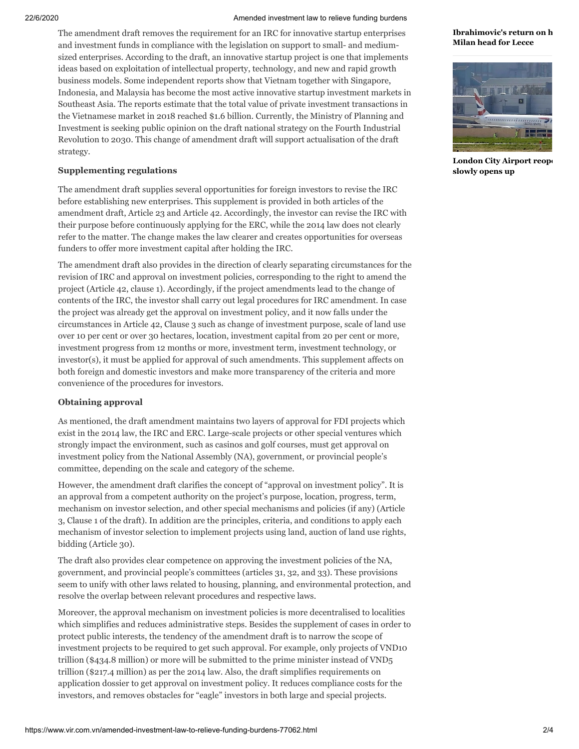The amendment draft removes the requirement for an IRC for innovative startup enterprises and investment funds in compliance with the legislation on support to small- and medium-sized enterprises. According to the draft, an innovative startup project is one that implements ideas based on exploitation of intellectual property, technology, and new and rapid growth business models. Some independent reports show that Vietnam together with Singapore, Indonesia, and Malaysia has become the most active innovative startup investment markets in Southeast Asia. The reports estimate that the total value of private investment transactions in the Vietnamese market in 2018 reached $1.6 billion. Currently, the Ministry of Planning and Investment is seeking public opinion on the draft national strategy on the Fourth Industrial Revolution to 2030. This change of amendment draft will support actualisation of the draft strategy.

**Supplementing regulations**

The amendment draft supplies several opportunities for foreign investors to revise the IRC before establishing new enterprises. This supplement is provided in both articles of the amendment draft, Article 23 and Article 42. Accordingly, the investor can revise the IRC with their purpose before continuously applying for the ERC, while the 2014 law does not clearly refer to the matter. The change makes the law clearer and creates opportunities for overseas funders to offer more investment capital after holding the IRC.

The amendment draft also provides in the direction of clearly separating circumstances for the revision of IRC and approval on investment policies, corresponding to the right to amend the project (Article 42, clause 1). Accordingly, if the project amendments lead to the change of contents of the IRC, the investor shall carry out legal procedures for IRC amendment. In case the project was already get the approval on investment policy, and it now falls under the circumstances in Article 42, Clause 3 such as change of investment purpose, scale of land use over 10 per cent or over 30 hectares, location, investment capital from 20 per cent or more, investment progress from 12 months or more, investment term, investment technology, or investor(s), it must be applied for approval of such amendments. This supplement affects on both foreign and domestic investors and make more transparency of the criteria and more convenience of the procedures for investors.

**Obtaining approval**

As mentioned, the draft amendment maintains two layers of approval for FDI projects which exist in the 2014 law, the IRC and ERC. Large-scale projects or other special ventures which strongly impact the environment, such as casinos and golf courses, must get approval on investment policy from the National Assembly (NA), government, or provincial people's committee, depending on the scale and category of the scheme.

However, the amendment draft clarifies the concept of "approval on investment policy". It is an approval from a competent authority on the project's purpose, location, progress, term, mechanism on investor selection, and other special mechanisms and policies (if any) (Article 3, Clause 1 of the draft). In addition are the principles, criteria, and conditions to apply each mechanism of investor selection to implement projects using land, auction of land use rights, bidding (Article 30).

The draft also provides clear competence on approving the investment policies of the NA, government, and provincial people's committees (articles 31, 32, and 33). These provisions seem to unify with other laws related to housing, planning, and environmental protection, and resolve the overlap between relevant procedures and respective laws.

Moreover, the approval mechanism on investment policies is more decentralised to localities which simplifies and reduces administrative steps. Besides the supplement of cases in order to protect public interests, the tendency of the amendment draft is to narrow the scope of investment projects to be required to get such approval. For example, only projects of VND10 trillion ($434.8 million) or more will be submitted to the prime minister instead of VND5 trillion ($217.4 million) as per the 2014 law. Also, the draft simplifies requirements on application dossier to get approval on investment policy. It reduces compliance costs for the investors, and removes obstacles for "eagle" investors in both large and special projects.